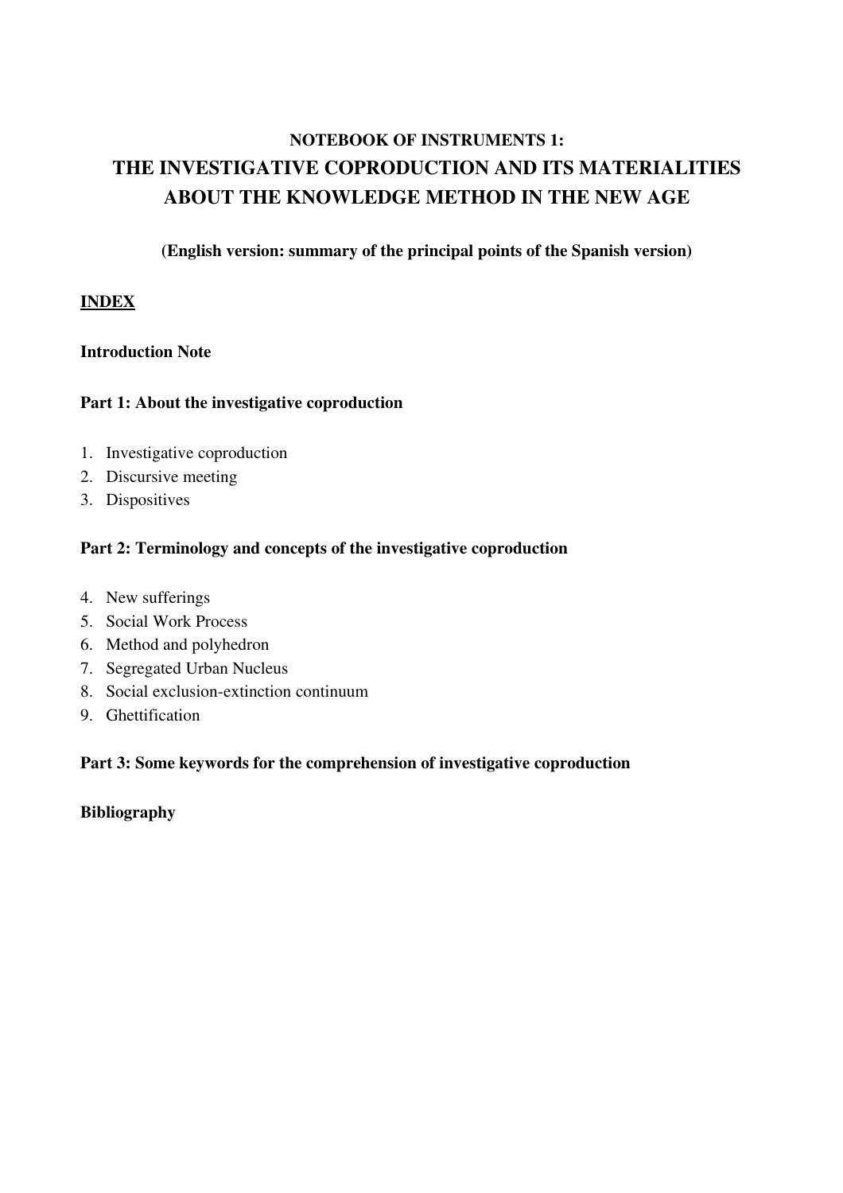**NOTEBOOK OF INSTRUMENTS 1:**

# THE INVESTIGATIVE COPRODUCTION AND ITS MATERIALITIES ABOUT THE KNOWLEDGE METHOD IN THE NEW AGE

**(English version: summary of the principal points of the Spanish version)**

## INDEX

**Introduction Note**

**Part 1: About the investigative coproduction**

1. Investigative coproduction
2. Discursive meeting
3. Dispositives

**Part 2: Terminology and concepts of the investigative coproduction**

4. New sufferings
5. Social Work Process
6. Method and polyhedron
7. Segregated Urban Nucleus
8. Social exclusion-extinction continuum
9. Ghettification

**Part 3: Some keywords for the comprehension of investigative coproduction**

**Bibliography**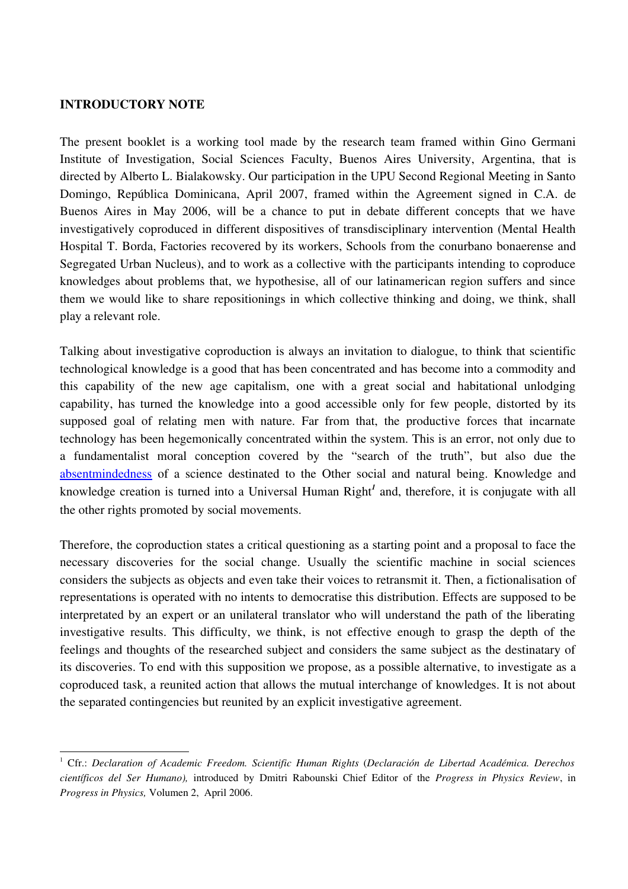**INTRODUCTORY NOTE**

The present booklet is a working tool made by the research team framed within Gino Germani Institute of Investigation, Social Sciences Faculty, Buenos Aires University, Argentina, that is directed by Alberto L. Bialakowsky. Our participation in the UPU Second Regional Meeting in Santo Domingo, República Dominicana, April 2007, framed within the Agreement signed in C.A. de Buenos Aires in May 2006, will be a chance to put in debate different concepts that we have investigatively coproduced in different dispositives of transdisciplinary intervention (Mental Health Hospital T. Borda, Factories recovered by its workers, Schools from the conurbano bonaerense and Segregated Urban Nucleus), and to work as a collective with the participants intending to coproduce knowledges about problems that, we hypothesise, all of our latinamerican region suffers and since them we would like to share repositionings in which collective thinking and doing, we think, shall play a relevant role.

Talking about investigative coproduction is always an invitation to dialogue, to think that scientific technological knowledge is a good that has been concentrated and has become into a commodity and this capability of the new age capitalism, one with a great social and habitational unlodging capability, has turned the knowledge into a good accessible only for few people, distorted by its supposed goal of relating men with nature. Far from that, the productive forces that incarnate technology has been hegemonically concentrated within the system. This is an error, not only due to a fundamentalist moral conception covered by the "search of the truth", but also due the absentmindedness of a science destinated to the Other social and natural being. Knowledge and knowledge creation is turned into a Universal Human Right[1] and, therefore, it is conjugate with all the other rights promoted by social movements.

Therefore, the coproduction states a critical questioning as a starting point and a proposal to face the necessary discoveries for the social change. Usually the scientific machine in social sciences considers the subjects as objects and even take their voices to retransmit it. Then, a fictionalisation of representations is operated with no intents to democratise this distribution. Effects are supposed to be interpretated by an expert or an unilateral translator who will understand the path of the liberating investigative results. This difficulty, we think, is not effective enough to grasp the depth of the feelings and thoughts of the researched subject and considers the same subject as the destinatary of its discoveries. To end with this supposition we propose, as a possible alternative, to investigate as a coproduced task, a reunited action that allows the mutual interchange of knowledges. It is not about the separated contingencies but reunited by an explicit investigative agreement.

---

[1] Cfr.: *Declaration of Academic Freedom. Scientific Human Rights* (*Declaración de Libertad Académica. Derechos científicos del Ser Humano),* introduced by Dmitri Rabounski Chief Editor of the *Progress in Physics Review*, in *Progress in Physics,* Volumen 2, April 2006.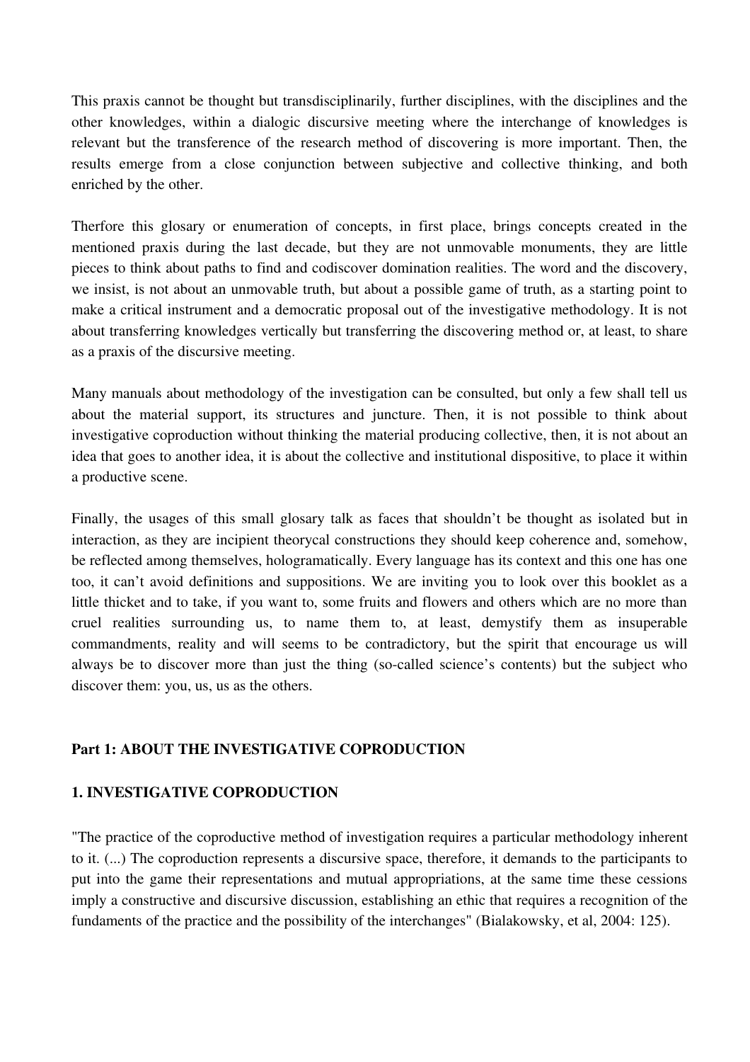This praxis cannot be thought but transdisciplinarily, further disciplines, with the disciplines and the other knowledges, within a dialogic discursive meeting where the interchange of knowledges is relevant but the transference of the research method of discovering is more important. Then, the results emerge from a close conjunction between subjective and collective thinking, and both enriched by the other.

Therfore this glosary or enumeration of concepts, in first place, brings concepts created in the mentioned praxis during the last decade, but they are not unmovable monuments, they are little pieces to think about paths to find and codiscover domination realities. The word and the discovery, we insist, is not about an unmovable truth, but about a possible game of truth, as a starting point to make a critical instrument and a democratic proposal out of the investigative methodology. It is not about transferring knowledges vertically but transferring the discovering method or, at least, to share as a praxis of the discursive meeting.

Many manuals about methodology of the investigation can be consulted, but only a few shall tell us about the material support, its structures and juncture. Then, it is not possible to think about investigative coproduction without thinking the material producing collective, then, it is not about an idea that goes to another idea, it is about the collective and institutional dispositive, to place it within a productive scene.

Finally, the usages of this small glosary talk as faces that shouldn't be thought as isolated but in interaction, as they are incipient theorycal constructions they should keep coherence and, somehow, be reflected among themselves, hologramatically. Every language has its context and this one has one too, it can't avoid definitions and suppositions. We are inviting you to look over this booklet as a little thicket and to take, if you want to, some fruits and flowers and others which are no more than cruel realities surrounding us, to name them to, at least, demystify them as insuperable commandments, reality and will seems to be contradictory, but the spirit that encourage us will always be to discover more than just the thing (so-called science's contents) but the subject who discover them: you, us, us as the others.

## Part 1: ABOUT THE INVESTIGATIVE COPRODUCTION

### 1. INVESTIGATIVE COPRODUCTION

"The practice of the coproductive method of investigation requires a particular methodology inherent to it. (...) The coproduction represents a discursive space, therefore, it demands to the participants to put into the game their representations and mutual appropriations, at the same time these cessions imply a constructive and discursive discussion, establishing an ethic that requires a recognition of the fundaments of the practice and the possibility of the interchanges" (Bialakowsky, et al, 2004: 125).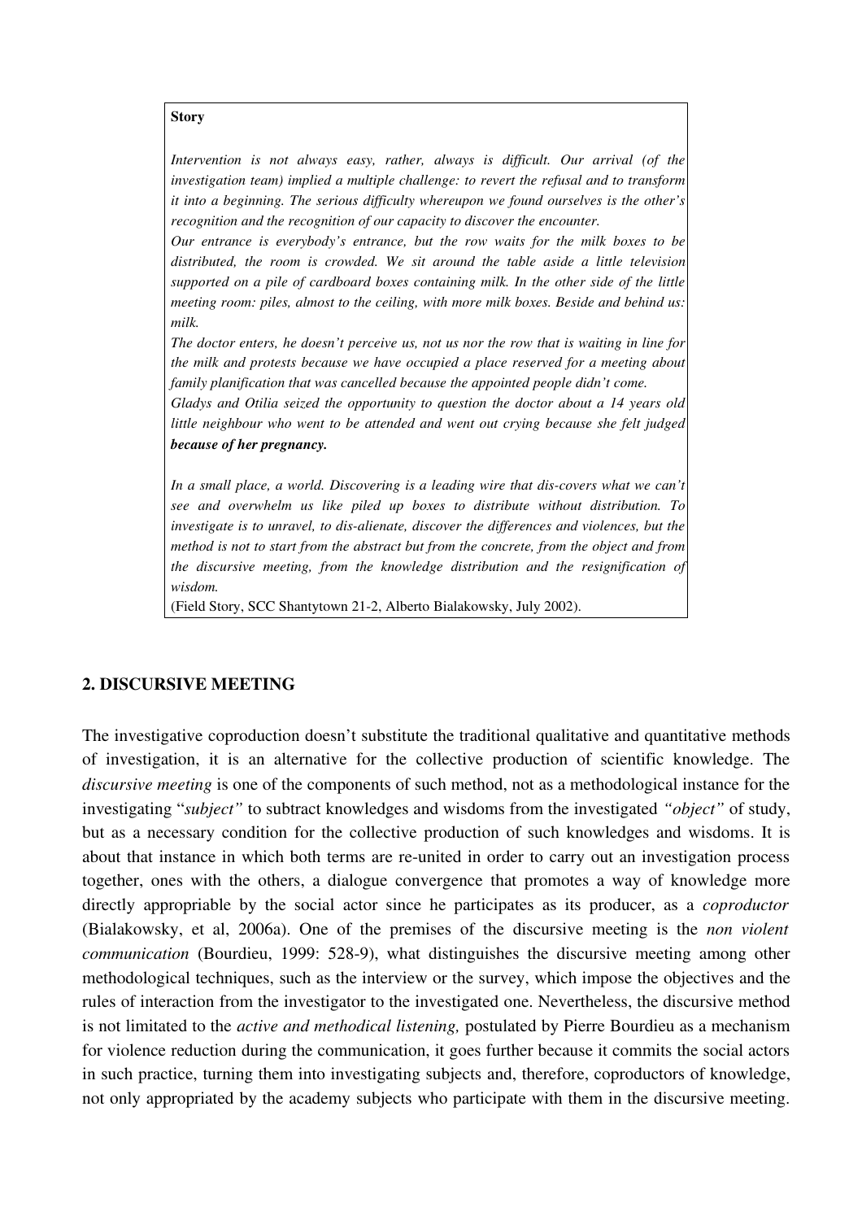**Story**

*Intervention is not always easy, rather, always is difficult. Our arrival (of the investigation team) implied a multiple challenge: to revert the refusal and to transform it into a beginning. The serious difficulty whereupon we found ourselves is the other's recognition and the recognition of our capacity to discover the encounter.*

*Our entrance is everybody's entrance, but the row waits for the milk boxes to be distributed, the room is crowded. We sit around the table aside a little television supported on a pile of cardboard boxes containing milk. In the other side of the little meeting room: piles, almost to the ceiling, with more milk boxes. Beside and behind us: milk.*

*The doctor enters, he doesn't perceive us, not us nor the row that is waiting in line for the milk and protests because we have occupied a place reserved for a meeting about family planification that was cancelled because the appointed people didn't come.*

*Gladys and Otilia seized the opportunity to question the doctor about a 14 years old little neighbour who went to be attended and went out crying because she felt judged* ***because of her pregnancy.***

*In a small place, a world. Discovering is a leading wire that dis-covers what we can't see and overwhelm us like piled up boxes to distribute without distribution. To investigate is to unravel, to dis-alienate, discover the differences and violences, but the method is not to start from the abstract but from the concrete, from the object and from the discursive meeting, from the knowledge distribution and the resignification of wisdom.*

(Field Story, SCC Shantytown 21-2, Alberto Bialakowsky, July 2002).

## 2. DISCURSIVE MEETING

The investigative coproduction doesn't substitute the traditional qualitative and quantitative methods of investigation, it is an alternative for the collective production of scientific knowledge. The *discursive meeting* is one of the components of such method, not as a methodological instance for the investigating "*subject"* to subtract knowledges and wisdoms from the investigated *"object"* of study, but as a necessary condition for the collective production of such knowledges and wisdoms. It is about that instance in which both terms are re-united in order to carry out an investigation process together, ones with the others, a dialogue convergence that promotes a way of knowledge more directly appropriable by the social actor since he participates as its producer, as a *coproductor* (Bialakowsky, et al, 2006a). One of the premises of the discursive meeting is the *non violent communication* (Bourdieu, 1999: 528-9), what distinguishes the discursive meeting among other methodological techniques, such as the interview or the survey, which impose the objectives and the rules of interaction from the investigator to the investigated one. Nevertheless, the discursive method is not limitated to the *active and methodical listening,* postulated by Pierre Bourdieu as a mechanism for violence reduction during the communication, it goes further because it commits the social actors in such practice, turning them into investigating subjects and, therefore, coproductors of knowledge, not only appropriated by the academy subjects who participate with them in the discursive meeting.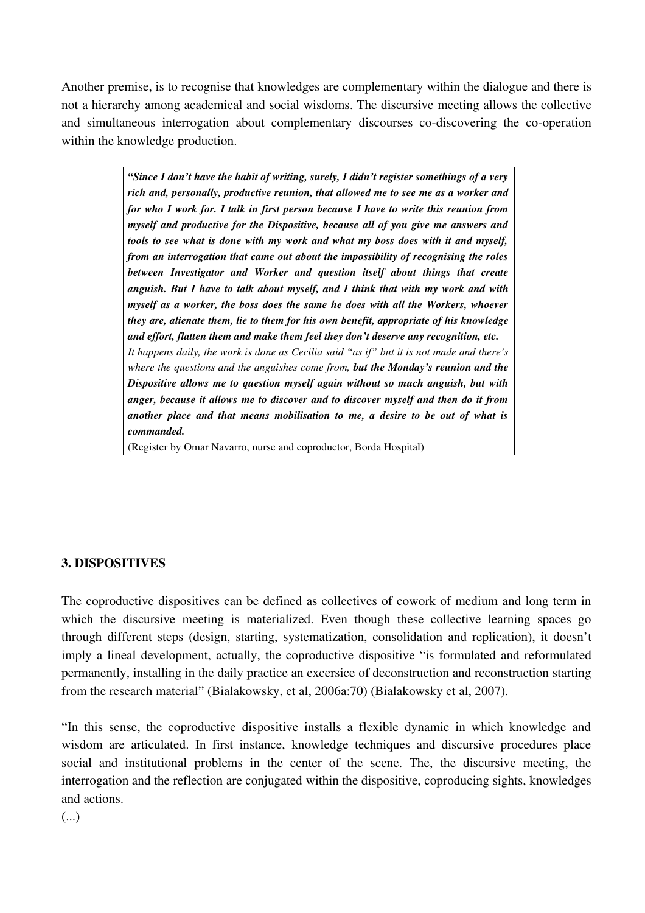Another premise, is to recognise that knowledges are complementary within the dialogue and there is not a hierarchy among academical and social wisdoms. The discursive meeting allows the collective and simultaneous interrogation about complementary discourses co-discovering the co-operation within the knowledge production.

> ***"Since I don't have the habit of writing, surely, I didn't register somethings of a very rich and, personally, productive reunion, that allowed me to see me as a worker and for who I work for. I talk in first person because I have to write this reunion from myself and productive for the Dispositive, because all of you give me answers and tools to see what is done with my work and what my boss does with it and myself, from an interrogation that came out about the impossibility of recognising the roles between Investigator and Worker and question itself about things that create anguish. But I have to talk about myself, and I think that with my work and with myself as a worker, the boss does the same he does with all the Workers, whoever they are, alienate them, lie to them for his own benefit, appropriate of his knowledge and effort, flatten them and make them feel they don't deserve any recognition, etc.***
> *It happens daily, the work is done as Cecilia said "as if" but it is not made and there's where the questions and the anguishes come from,* ***but the Monday's reunion and the Dispositive allows me to question myself again without so much anguish, but with anger, because it allows me to discover and to discover myself and then do it from another place and that means mobilisation to me, a desire to be out of what is commanded.***
> (Register by Omar Navarro, nurse and coproductor, Borda Hospital)

### 3. DISPOSITIVES

The coproductive dispositives can be defined as collectives of cowork of medium and long term in which the discursive meeting is materialized. Even though these collective learning spaces go through different steps (design, starting, systematization, consolidation and replication), it doesn't imply a lineal development, actually, the coproductive dispositive "is formulated and reformulated permanently, installing in the daily practice an excersice of deconstruction and reconstruction starting from the research material" (Bialakowsky, et al, 2006a:70) (Bialakowsky et al, 2007).

"In this sense, the coproductive dispositive installs a flexible dynamic in which knowledge and wisdom are articulated. In first instance, knowledge techniques and discursive procedures place social and institutional problems in the center of the scene. The, the discursive meeting, the interrogation and the reflection are conjugated within the dispositive, coproducing sights, knowledges and actions.

(...)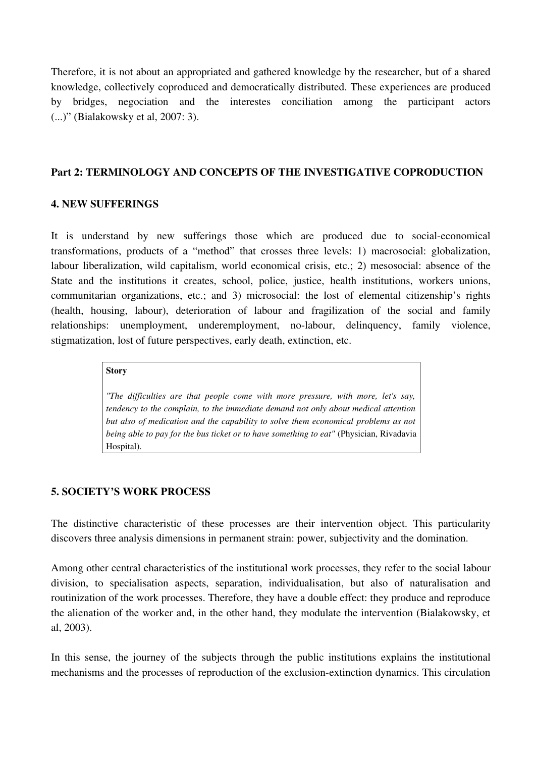Therefore, it is not about an appropriated and gathered knowledge by the researcher, but of a shared knowledge, collectively coproduced and democratically distributed. These experiences are produced by bridges, negociation and the interestes conciliation among the participant actors (...)" (Bialakowsky et al, 2007: 3).

## Part 2: TERMINOLOGY AND CONCEPTS OF THE INVESTIGATIVE COPRODUCTION

### 4. NEW SUFFERINGS

It is understand by new sufferings those which are produced due to social-economical transformations, products of a "method" that crosses three levels: 1) macrosocial: globalization, labour liberalization, wild capitalism, world economical crisis, etc.; 2) mesosocial: absence of the State and the institutions it creates, school, police, justice, health institutions, workers unions, communitarian organizations, etc.; and 3) microsocial: the lost of elemental citizenship's rights (health, housing, labour), deterioration of labour and fragilization of the social and family relationships: unemployment, underemployment, no-labour, delinquency, family violence, stigmatization, lost of future perspectives, early death, extinction, etc.

> **Story**
>
> *"The difficulties are that people come with more pressure, with more, let's say, tendency to the complain, to the immediate demand not only about medical attention but also of medication and the capability to solve them economical problems as not being able to pay for the bus ticket or to have something to eat"* (Physician, Rivadavia Hospital).

### 5. SOCIETY'S WORK PROCESS

The distinctive characteristic of these processes are their intervention object. This particularity discovers three analysis dimensions in permanent strain: power, subjectivity and the domination.

Among other central characteristics of the institutional work processes, they refer to the social labour division, to specialisation aspects, separation, individualisation, but also of naturalisation and routinization of the work processes. Therefore, they have a double effect: they produce and reproduce the alienation of the worker and, in the other hand, they modulate the intervention (Bialakowsky, et al, 2003).

In this sense, the journey of the subjects through the public institutions explains the institutional mechanisms and the processes of reproduction of the exclusion-extinction dynamics. This circulation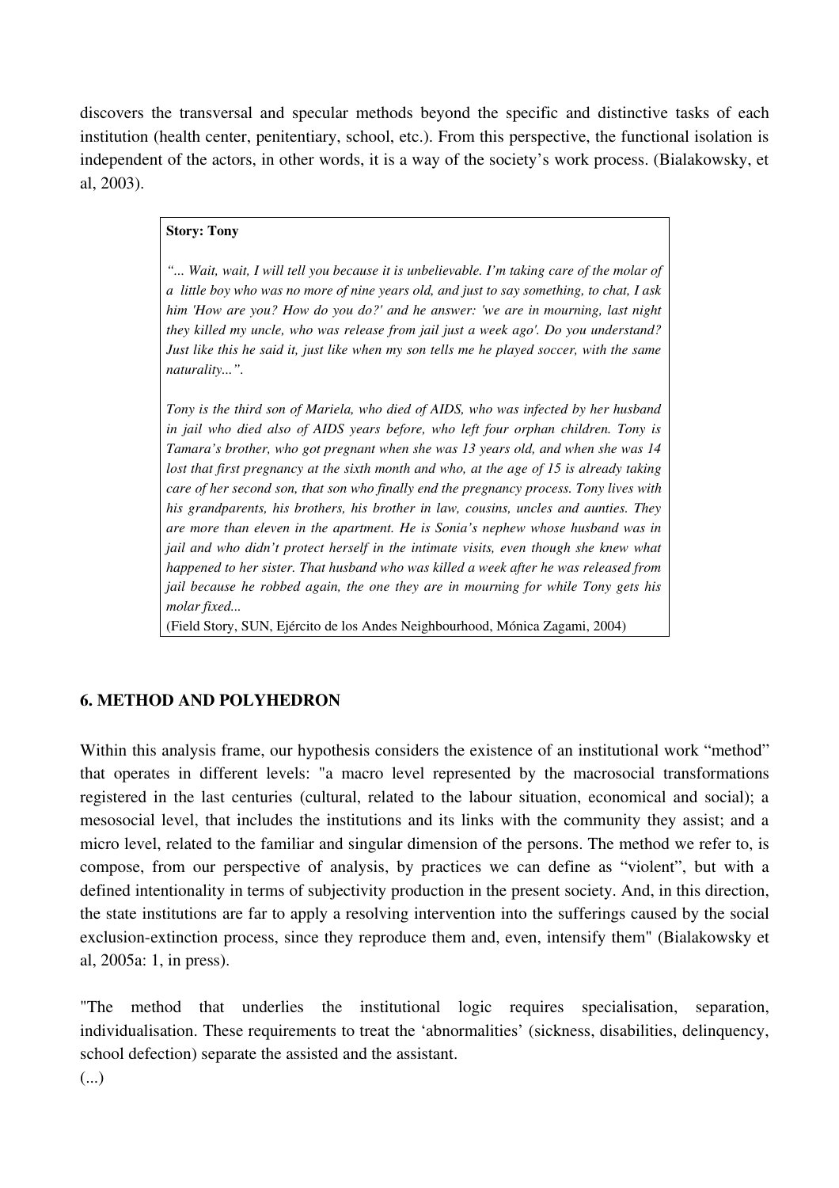discovers the transversal and specular methods beyond the specific and distinctive tasks of each institution (health center, penitentiary, school, etc.). From this perspective, the functional isolation is independent of the actors, in other words, it is a way of the society's work process. (Bialakowsky, et al, 2003).

> **Story: Tony**
>
> *"... Wait, wait, I will tell you because it is unbelievable. I'm taking care of the molar of a little boy who was no more of nine years old, and just to say something, to chat, I ask him 'How are you? How do you do?' and he answer: 'we are in mourning, last night they killed my uncle, who was release from jail just a week ago'. Do you understand? Just like this he said it, just like when my son tells me he played soccer, with the same naturality...".*
>
> *Tony is the third son of Mariela, who died of AIDS, who was infected by her husband in jail who died also of AIDS years before, who left four orphan children. Tony is Tamara's brother, who got pregnant when she was 13 years old, and when she was 14 lost that first pregnancy at the sixth month and who, at the age of 15 is already taking care of her second son, that son who finally end the pregnancy process. Tony lives with his grandparents, his brothers, his brother in law, cousins, uncles and aunties. They are more than eleven in the apartment. He is Sonia's nephew whose husband was in jail and who didn't protect herself in the intimate visits, even though she knew what happened to her sister. That husband who was killed a week after he was released from jail because he robbed again, the one they are in mourning for while Tony gets his molar fixed...*
>
> (Field Story, SUN, Ejército de los Andes Neighbourhood, Mónica Zagami, 2004)

## 6. METHOD AND POLYHEDRON

Within this analysis frame, our hypothesis considers the existence of an institutional work "method" that operates in different levels: "a macro level represented by the macrosocial transformations registered in the last centuries (cultural, related to the labour situation, economical and social); a mesosocial level, that includes the institutions and its links with the community they assist; and a micro level, related to the familiar and singular dimension of the persons. The method we refer to, is compose, from our perspective of analysis, by practices we can define as "violent", but with a defined intentionality in terms of subjectivity production in the present society. And, in this direction, the state institutions are far to apply a resolving intervention into the sufferings caused by the social exclusion-extinction process, since they reproduce them and, even, intensify them" (Bialakowsky et al, 2005a: 1, in press).

"The method that underlies the institutional logic requires specialisation, separation, individualisation. These requirements to treat the 'abnormalities' (sickness, disabilities, delinquency, school defection) separate the assisted and the assistant.

(...)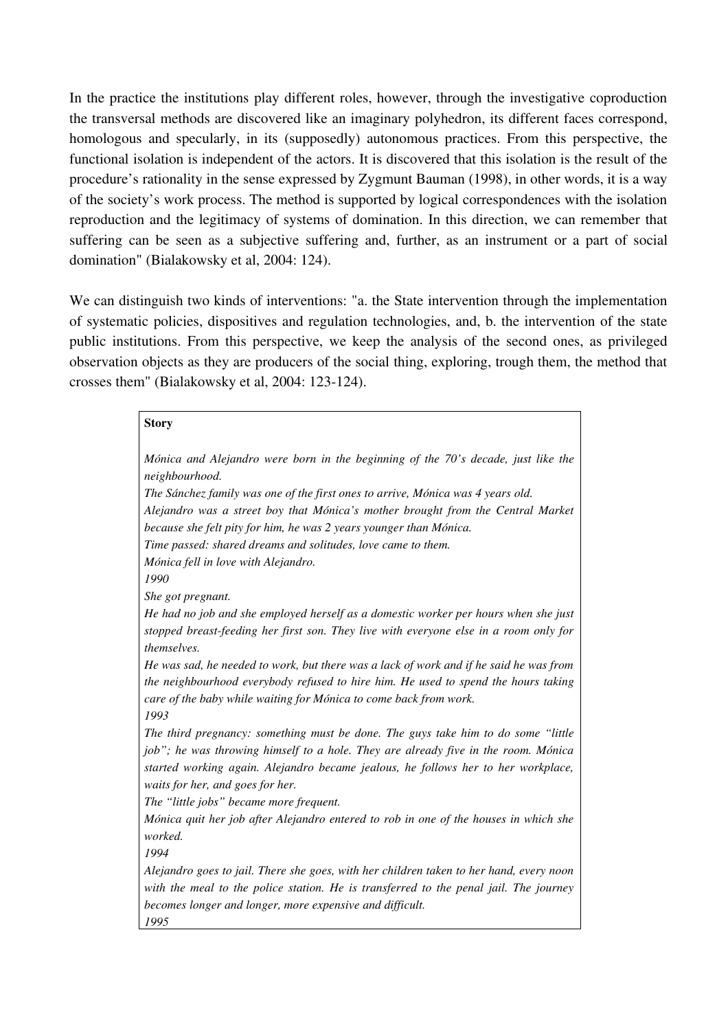In the practice the institutions play different roles, however, through the investigative coproduction the transversal methods are discovered like an imaginary polyhedron, its different faces correspond, homologous and specularly, in its (supposedly) autonomous practices. From this perspective, the functional isolation is independent of the actors. It is discovered that this isolation is the result of the procedure's rationality in the sense expressed by Zygmunt Bauman (1998), in other words, it is a way of the society's work process. The method is supported by logical correspondences with the isolation reproduction and the legitimacy of systems of domination. In this direction, we can remember that suffering can be seen as a subjective suffering and, further, as an instrument or a part of social domination" (Bialakowsky et al, 2004: 124).

We can distinguish two kinds of interventions: "a. the State intervention through the implementation of systematic policies, dispositives and regulation technologies, and, b. the intervention of the state public institutions. From this perspective, we keep the analysis of the second ones, as privileged observation objects as they are producers of the social thing, exploring, trough them, the method that crosses them" (Bialakowsky et al, 2004: 123-124).

**Story**

*Mónica and Alejandro were born in the beginning of the 70's decade, just like the neighbourhood.*
*The Sánchez family was one of the first ones to arrive, Mónica was 4 years old.*
*Alejandro was a street boy that Mónica's mother brought from the Central Market because she felt pity for him, he was 2 years younger than Mónica.*
*Time passed: shared dreams and solitudes, love came to them.*
*Mónica fell in love with Alejandro.*
*1990*
*She got pregnant.*
*He had no job and she employed herself as a domestic worker per hours when she just stopped breast-feeding her first son. They live with everyone else in a room only for themselves.*
*He was sad, he needed to work, but there was a lack of work and if he said he was from the neighbourhood everybody refused to hire him. He used to spend the hours taking care of the baby while waiting for Mónica to come back from work.*
*1993*
*The third pregnancy: something must be done. The guys take him to do some "little job"; he was throwing himself to a hole. They are already five in the room. Mónica started working again. Alejandro became jealous, he follows her to her workplace, waits for her, and goes for her.*
*The "little jobs" became more frequent.*
*Mónica quit her job after Alejandro entered to rob in one of the houses in which she worked.*
*1994*
*Alejandro goes to jail. There she goes, with her children taken to her hand, every noon with the meal to the police station. He is transferred to the penal jail. The journey becomes longer and longer, more expensive and difficult.*
*1995*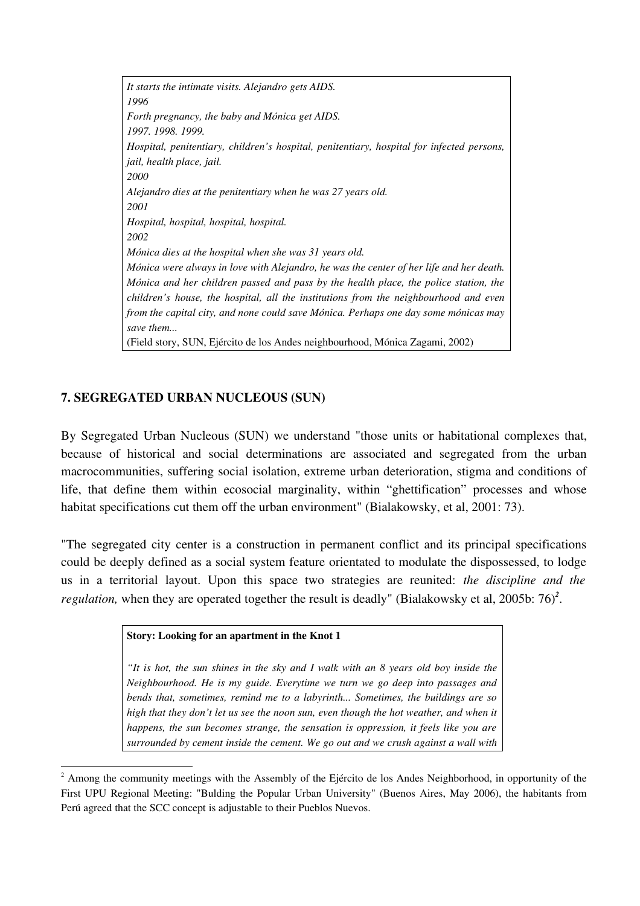*It starts the intimate visits. Alejandro gets AIDS.*
*1996*
*Forth pregnancy, the baby and Mónica get AIDS.*
*1997. 1998. 1999.*
*Hospital, penitentiary, children's hospital, penitentiary, hospital for infected persons, jail, health place, jail.*
*2000*
*Alejandro dies at the penitentiary when he was 27 years old.*
*2001*
*Hospital, hospital, hospital, hospital.*
*2002*
*Mónica dies at the hospital when she was 31 years old.*
*Mónica were always in love with Alejandro, he was the center of her life and her death. Mónica and her children passed and pass by the health place, the police station, the children's house, the hospital, all the institutions from the neighbourhood and even from the capital city, and none could save Mónica. Perhaps one day some mónicas may save them...*
(Field story, SUN, Ejército de los Andes neighbourhood, Mónica Zagami, 2002)

## 7. SEGREGATED URBAN NUCLEOUS (SUN)

By Segregated Urban Nucleous (SUN) we understand "those units or habitational complexes that, because of historical and social determinations are associated and segregated from the urban macrocommunities, suffering social isolation, extreme urban deterioration, stigma and conditions of life, that define them within ecosocial marginality, within "ghettification" processes and whose habitat specifications cut them off the urban environment" (Bialakowsky, et al, 2001: 73).

"The segregated city center is a construction in permanent conflict and its principal specifications could be deeply defined as a social system feature orientated to modulate the dispossessed, to lodge us in a territorial layout. Upon this space two strategies are reunited: *the discipline and the regulation,* when they are operated together the result is deadly" (Bialakowsky et al, 2005b: 76)[2].

**Story: Looking for an apartment in the Knot 1**

*"It is hot, the sun shines in the sky and I walk with an 8 years old boy inside the Neighbourhood. He is my guide. Everytime we turn we go deep into passages and bends that, sometimes, remind me to a labyrinth... Sometimes, the buildings are so high that they don't let us see the noon sun, even though the hot weather, and when it happens, the sun becomes strange, the sensation is oppression, it feels like you are surrounded by cement inside the cement. We go out and we crush against a wall with*

[2] Among the community meetings with the Assembly of the Ejército de los Andes Neighborhood, in opportunity of the First UPU Regional Meeting: "Bulding the Popular Urban University" (Buenos Aires, May 2006), the habitants from Perú agreed that the SCC concept is adjustable to their Pueblos Nuevos.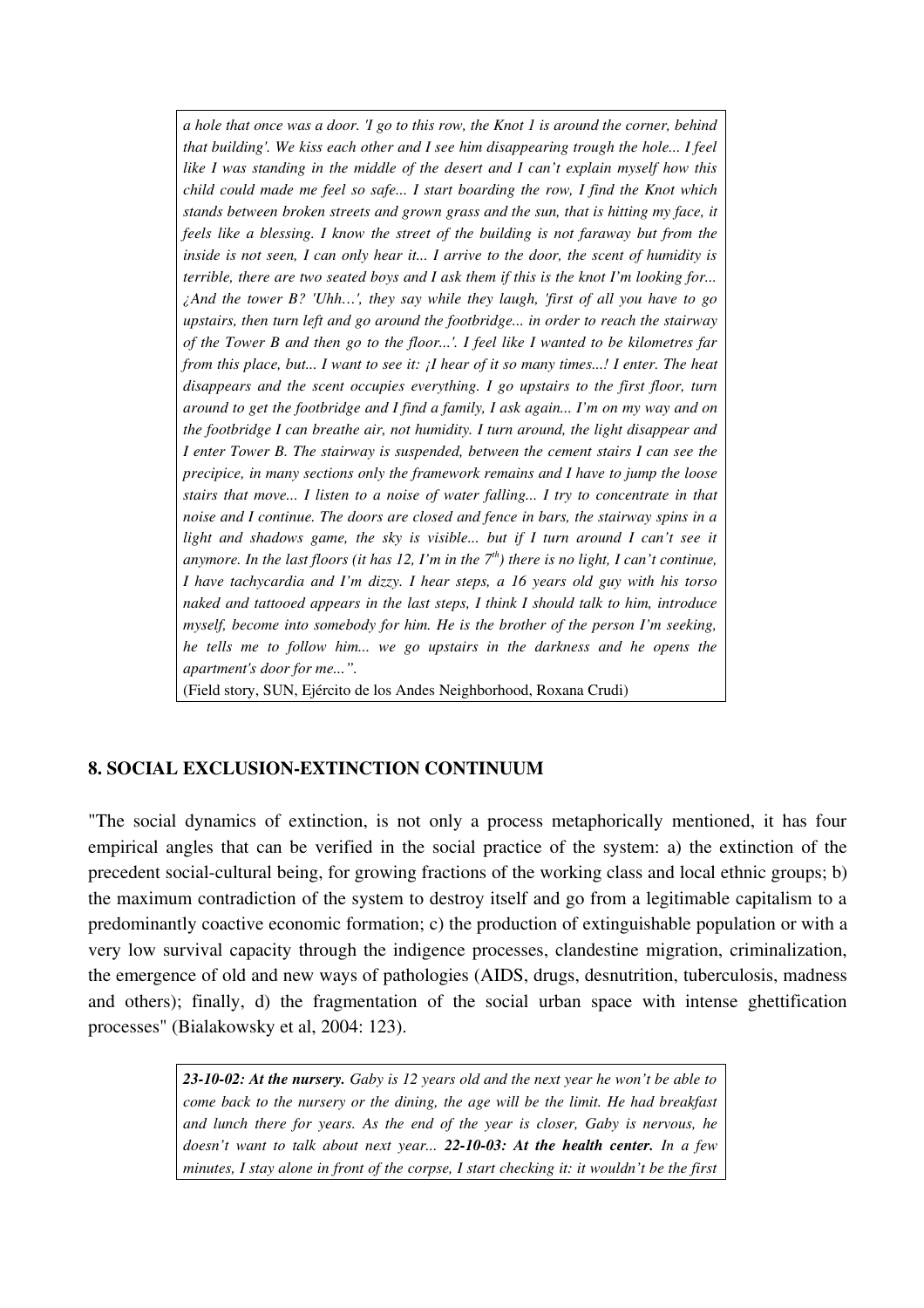*a hole that once was a door. 'I go to this row, the Knot 1 is around the corner, behind that building'. We kiss each other and I see him disappearing trough the hole... I feel like I was standing in the middle of the desert and I can't explain myself how this child could made me feel so safe... I start boarding the row, I find the Knot which stands between broken streets and grown grass and the sun, that is hitting my face, it feels like a blessing. I know the street of the building is not faraway but from the inside is not seen, I can only hear it... I arrive to the door, the scent of humidity is terrible, there are two seated boys and I ask them if this is the knot I'm looking for... ¿And the tower B? 'Uhh…', they say while they laugh, 'first of all you have to go upstairs, then turn left and go around the footbridge... in order to reach the stairway of the Tower B and then go to the floor...'. I feel like I wanted to be kilometres far from this place, but... I want to see it: ¡I hear of it so many times...! I enter. The heat disappears and the scent occupies everything. I go upstairs to the first floor, turn around to get the footbridge and I find a family, I ask again... I'm on my way and on the footbridge I can breathe air, not humidity. I turn around, the light disappear and I enter Tower B. The stairway is suspended, between the cement stairs I can see the precipice, in many sections only the framework remains and I have to jump the loose stairs that move... I listen to a noise of water falling... I try to concentrate in that noise and I continue. The doors are closed and fence in bars, the stairway spins in a light and shadows game, the sky is visible... but if I turn around I can't see it anymore. In the last floors (it has 12, I'm in the 7th) there is no light, I can't continue, I have tachycardia and I'm dizzy. I hear steps, a 16 years old guy with his torso naked and tattooed appears in the last steps, I think I should talk to him, introduce myself, become into somebody for him. He is the brother of the person I'm seeking, he tells me to follow him... we go upstairs in the darkness and he opens the apartment's door for me...".*

(Field story, SUN, Ejército de los Andes Neighborhood, Roxana Crudi)

## 8. SOCIAL EXCLUSION-EXTINCTION CONTINUUM

"The social dynamics of extinction, is not only a process metaphorically mentioned, it has four empirical angles that can be verified in the social practice of the system: a) the extinction of the precedent social-cultural being, for growing fractions of the working class and local ethnic groups; b) the maximum contradiction of the system to destroy itself and go from a legitimable capitalism to a predominantly coactive economic formation; c) the production of extinguishable population or with a very low survival capacity through the indigence processes, clandestine migration, criminalization, the emergence of old and new ways of pathologies (AIDS, drugs, desnutrition, tuberculosis, madness and others); finally, d) the fragmentation of the social urban space with intense ghettification processes" (Bialakowsky et al, 2004: 123).

***23-10-02: At the nursery.*** *Gaby is 12 years old and the next year he won't be able to come back to the nursery or the dining, the age will be the limit. He had breakfast and lunch there for years. As the end of the year is closer, Gaby is nervous, he doesn't want to talk about next year...* ***22-10-03: At the health center.*** *In a few minutes, I stay alone in front of the corpse, I start checking it: it wouldn't be the first*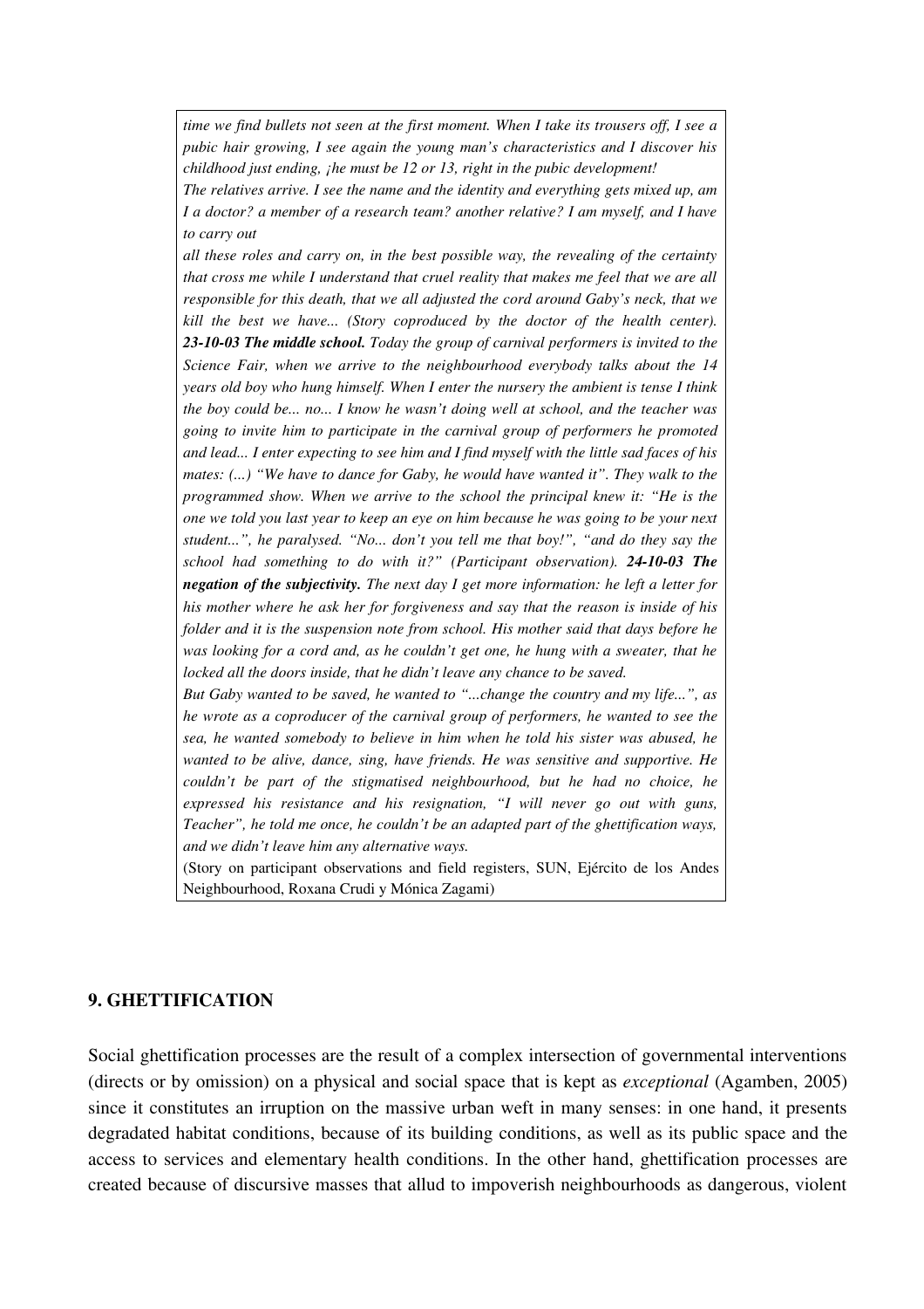*time we find bullets not seen at the first moment. When I take its trousers off, I see a pubic hair growing, I see again the young man's characteristics and I discover his childhood just ending, ¡he must be 12 or 13, right in the pubic development!*

*The relatives arrive. I see the name and the identity and everything gets mixed up, am I a doctor? a member of a research team? another relative? I am myself, and I have to carry out*

*all these roles and carry on, in the best possible way, the revealing of the certainty that cross me while I understand that cruel reality that makes me feel that we are all responsible for this death, that we all adjusted the cord around Gaby's neck, that we kill the best we have... (Story coproduced by the doctor of the health center).* ***23-10-03 The middle school.*** *Today the group of carnival performers is invited to the Science Fair, when we arrive to the neighbourhood everybody talks about the 14 years old boy who hung himself. When I enter the nursery the ambient is tense I think the boy could be... no... I know he wasn't doing well at school, and the teacher was going to invite him to participate in the carnival group of performers he promoted and lead... I enter expecting to see him and I find myself with the little sad faces of his mates: (...) "We have to dance for Gaby, he would have wanted it". They walk to the programmed show. When we arrive to the school the principal knew it: "He is the one we told you last year to keep an eye on him because he was going to be your next student...", he paralysed. "No... don't you tell me that boy!", "and do they say the school had something to do with it?" (Participant observation).* ***24-10-03 The negation of the subjectivity.*** *The next day I get more information: he left a letter for his mother where he ask her for forgiveness and say that the reason is inside of his folder and it is the suspension note from school. His mother said that days before he was looking for a cord and, as he couldn't get one, he hung with a sweater, that he locked all the doors inside, that he didn't leave any chance to be saved.*

*But Gaby wanted to be saved, he wanted to "...change the country and my life...", as he wrote as a coproducer of the carnival group of performers, he wanted to see the sea, he wanted somebody to believe in him when he told his sister was abused, he wanted to be alive, dance, sing, have friends. He was sensitive and supportive. He couldn't be part of the stigmatised neighbourhood, but he had no choice, he expressed his resistance and his resignation, "I will never go out with guns, Teacher", he told me once, he couldn't be an adapted part of the ghettification ways, and we didn't leave him any alternative ways.*

(Story on participant observations and field registers, SUN, Ejército de los Andes Neighbourhood, Roxana Crudi y Mónica Zagami)

## 9. GHETTIFICATION

Social ghettification processes are the result of a complex intersection of governmental interventions (directs or by omission) on a physical and social space that is kept as *exceptional* (Agamben, 2005) since it constitutes an irruption on the massive urban weft in many senses: in one hand, it presents degradated habitat conditions, because of its building conditions, as well as its public space and the access to services and elementary health conditions. In the other hand, ghettification processes are created because of discursive masses that allud to impoverish neighbourhoods as dangerous, violent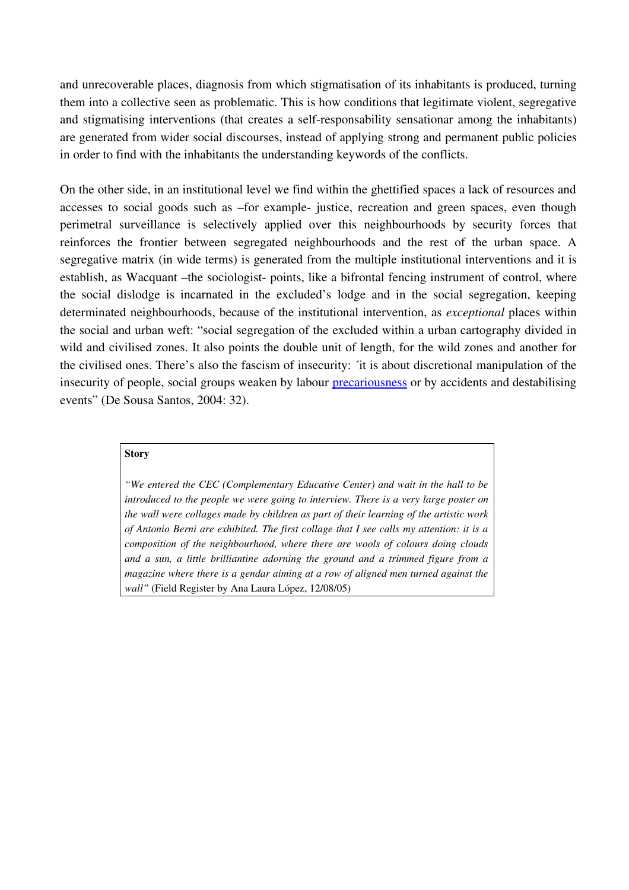and unrecoverable places, diagnosis from which stigmatisation of its inhabitants is produced, turning them into a collective seen as problematic. This is how conditions that legitimate violent, segregative and stigmatising interventions (that creates a self-responsability sensationar among the inhabitants) are generated from wider social discourses, instead of applying strong and permanent public policies in order to find with the inhabitants the understanding keywords of the conflicts.

On the other side, in an institutional level we find within the ghettified spaces a lack of resources and accesses to social goods such as –for example- justice, recreation and green spaces, even though perimetral surveillance is selectively applied over this neighbourhoods by security forces that reinforces the frontier between segregated neighbourhoods and the rest of the urban space. A segregative matrix (in wide terms) is generated from the multiple institutional interventions and it is establish, as Wacquant –the sociologist- points, like a bifrontal fencing instrument of control, where the social dislodge is incarnated in the excluded's lodge and in the social segregation, keeping determinated neighbourhoods, because of the institutional intervention, as *exceptional* places within the social and urban weft: "social segregation of the excluded within a urban cartography divided in wild and civilised zones. It also points the double unit of length, for the wild zones and another for the civilised ones. There's also the fascism of insecurity: ´it is about discretional manipulation of the insecurity of people, social groups weaken by labour precariousness or by accidents and destabilising events" (De Sousa Santos, 2004: 32).

**Story**

*"We entered the CEC (Complementary Educative Center) and wait in the hall to be introduced to the people we were going to interview. There is a very large poster on the wall were collages made by children as part of their learning of the artistic work of Antonio Berni are exhibited. The first collage that I see calls my attention: it is a composition of the neighbourhood, where there are wools of colours doing clouds and a sun, a little brilliantine adorning the ground and a trimmed figure from a magazine where there is a gendar aiming at a row of aligned men turned against the wall"* (Field Register by Ana Laura López, 12/08/05)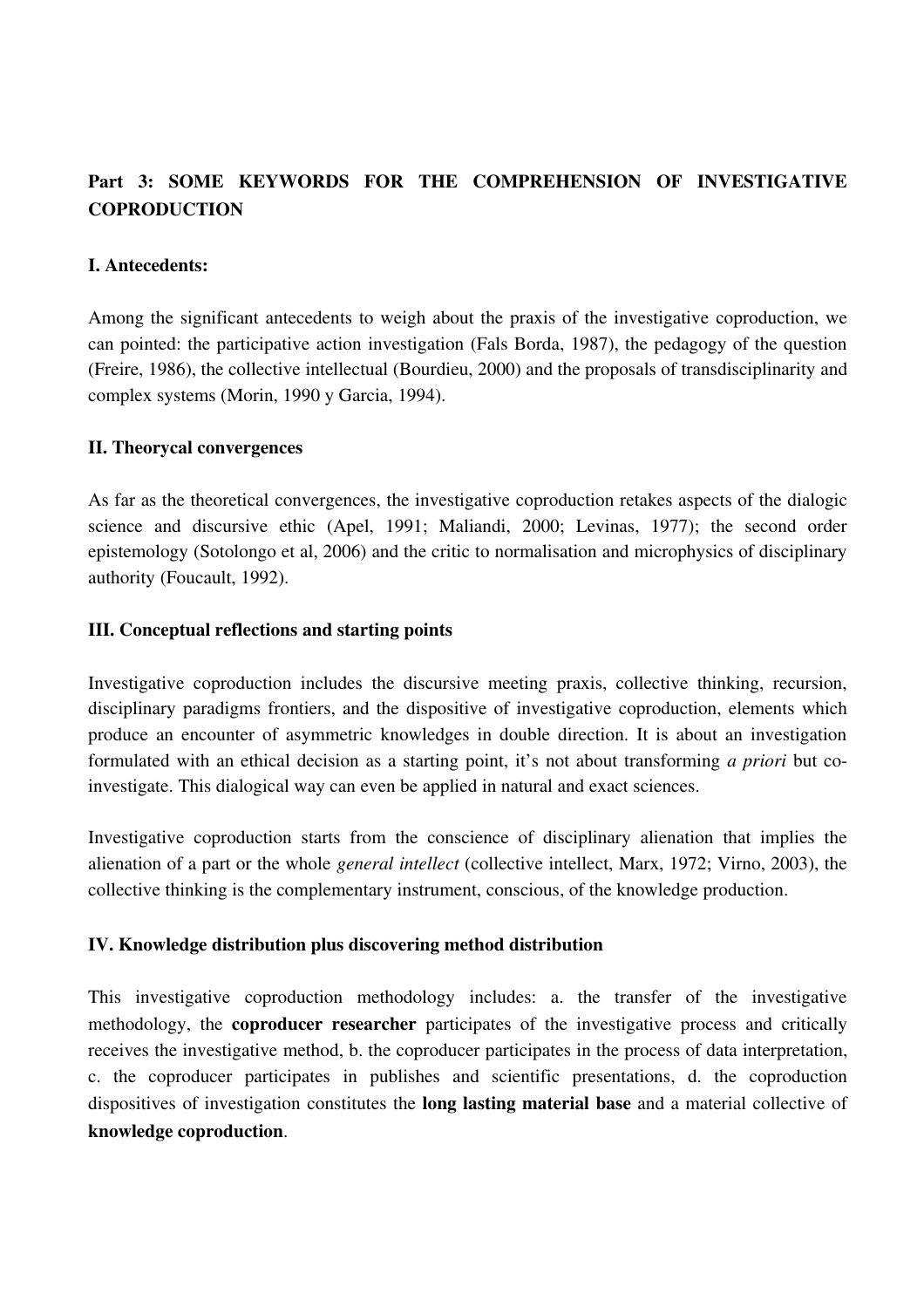## Part 3: SOME KEYWORDS FOR THE COMPREHENSION OF INVESTIGATIVE COPRODUCTION

### I. Antecedents:

Among the significant antecedents to weigh about the praxis of the investigative coproduction, we can pointed: the participative action investigation (Fals Borda, 1987), the pedagogy of the question (Freire, 1986), the collective intellectual (Bourdieu, 2000) and the proposals of transdisciplinarity and complex systems (Morin, 1990 y Garcia, 1994).

### II. Theorycal convergences

As far as the theoretical convergences, the investigative coproduction retakes aspects of the dialogic science and discursive ethic (Apel, 1991; Maliandi, 2000; Levinas, 1977); the second order epistemology (Sotolongo et al, 2006) and the critic to normalisation and microphysics of disciplinary authority (Foucault, 1992).

### III. Conceptual reflections and starting points

Investigative coproduction includes the discursive meeting praxis, collective thinking, recursion, disciplinary paradigms frontiers, and the dispositive of investigative coproduction, elements which produce an encounter of asymmetric knowledges in double direction. It is about an investigation formulated with an ethical decision as a starting point, it's not about transforming *a priori* but co-investigate. This dialogical way can even be applied in natural and exact sciences.

Investigative coproduction starts from the conscience of disciplinary alienation that implies the alienation of a part or the whole *general intellect* (collective intellect, Marx, 1972; Virno, 2003), the collective thinking is the complementary instrument, conscious, of the knowledge production.

### IV. Knowledge distribution plus discovering method distribution

This investigative coproduction methodology includes: a. the transfer of the investigative methodology, the **coproducer researcher** participates of the investigative process and critically receives the investigative method, b. the coproducer participates in the process of data interpretation, c. the coproducer participates in publishes and scientific presentations, d. the coproduction dispositives of investigation constitutes the **long lasting material base** and a material collective of **knowledge coproduction**.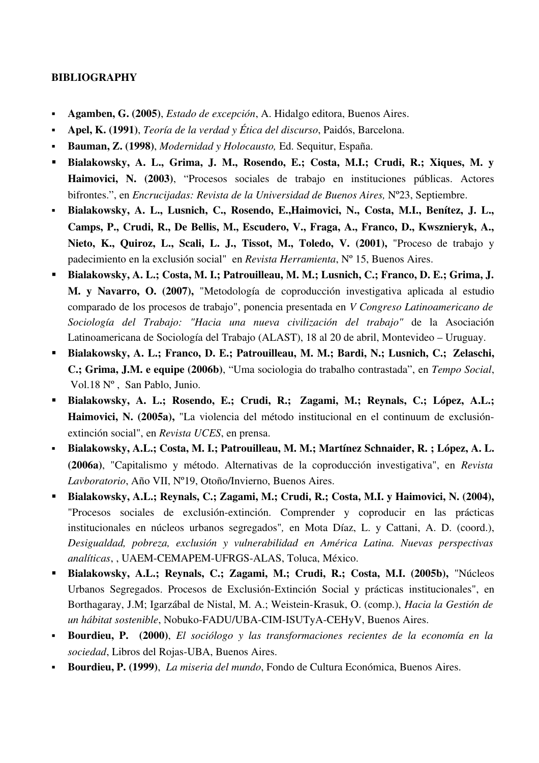**BIBLIOGRAPHY**

- **Agamben, G. (2005)**, *Estado de excepción*, A. Hidalgo editora, Buenos Aires.
- **Apel, K. (1991)**, *Teoría de la verdad y Ética del discurso*, Paidós, Barcelona.
- **Bauman, Z. (1998)**, *Modernidad y Holocausto,* Ed. Sequitur, España.
- **Bialakowsky, A. L., Grima, J. M., Rosendo, E.; Costa, M.I.; Crudi, R.; Xiques, M. y Haimovici, N. (2003)**, "Procesos sociales de trabajo en instituciones públicas. Actores bifrontes.", en *Encrucijadas: Revista de la Universidad de Buenos Aires,* Nº23, Septiembre.
- **Bialakowsky, A. L., Lusnich, C., Rosendo, E.,Haimovici, N., Costa, M.I., Benítez, J. L., Camps, P., Crudi, R., De Bellis, M., Escudero, V., Fraga, A., Franco, D., Kwsznieryk, A., Nieto, K., Quiroz, L., Scali, L. J., Tissot, M., Toledo, V. (2001),** "Proceso de trabajo y padecimiento en la exclusión social" en *Revista Herramienta*, Nº 15, Buenos Aires.
- **Bialakowsky, A. L.; Costa, M. I.; Patrouilleau, M. M.; Lusnich, C.; Franco, D. E.; Grima, J. M. y Navarro, O. (2007),** "Metodología de coproducción investigativa aplicada al estudio comparado de los procesos de trabajo", ponencia presentada en *V Congreso Latinoamericano de Sociología del Trabajo: "Hacia una nueva civilización del trabajo"* de la Asociación Latinoamericana de Sociología del Trabajo (ALAST), 18 al 20 de abril, Montevideo – Uruguay.
- **Bialakowsky, A. L.; Franco, D. E.; Patrouilleau, M. M.; Bardi, N.; Lusnich, C.; Zelaschi, C.; Grima, J.M. e equipe (2006b)**, "Uma sociologia do trabalho contrastada", en *Tempo Social*, Vol.18 Nº , San Pablo, Junio.
- **Bialakowsky, A. L.; Rosendo, E.; Crudi, R.; Zagami, M.; Reynals, C.; López, A.L.; Haimovici, N. (2005a),** "La violencia del método institucional en el continuum de exclusión-extinción social", en *Revista UCES*, en prensa.
- **Bialakowsky, A.L.; Costa, M. I.; Patrouilleau, M. M.; Martínez Schnaider, R. ; López, A. L. (2006a)**, "Capitalismo y método. Alternativas de la coproducción investigativa", en *Revista Lavboratorio*, Año VII, Nº19, Otoño/Invierno, Buenos Aires.
- **Bialakowsky, A.L.; Reynals, C.; Zagami, M.; Crudi, R.; Costa, M.I. y Haimovici, N. (2004),** "Procesos sociales de exclusión-extinción. Comprender y coproducir en las prácticas institucionales en núcleos urbanos segregados", en Mota Díaz, L. y Cattani, A. D. (coord.), *Desigualdad, pobreza, exclusión y vulnerabilidad en América Latina. Nuevas perspectivas analíticas*, , UAEM-CEMAPEM-UFRGS-ALAS, Toluca, México.
- **Bialakowsky, A.L.; Reynals, C.; Zagami, M.; Crudi, R.; Costa, M.I. (2005b),** "Núcleos Urbanos Segregados. Procesos de Exclusión-Extinción Social y prácticas institucionales", en Borthagaray, J.M; Igarzábal de Nistal, M. A.; Weistein-Krasuk, O. (comp.), *Hacia la Gestión de un hábitat sostenible*, Nobuko-FADU/UBA-CIM-ISUTyA-CEHyV, Buenos Aires.
- **Bourdieu, P. (2000)**, *El sociólogo y las transformaciones recientes de la economía en la sociedad*, Libros del Rojas-UBA, Buenos Aires.
- **Bourdieu, P. (1999)**, *La miseria del mundo*, Fondo de Cultura Económica, Buenos Aires.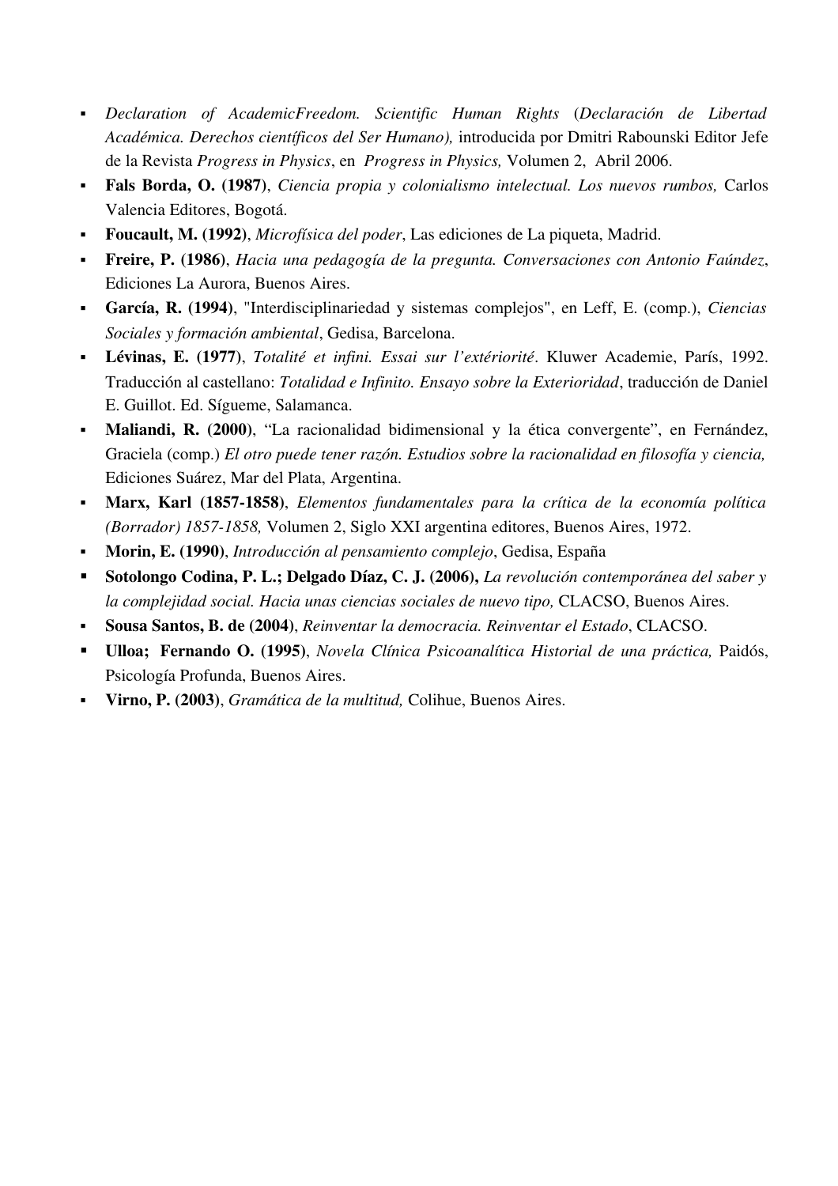- *Declaration of AcademicFreedom. Scientific Human Rights* (*Declaración de Libertad Académica. Derechos científicos del Ser Humano),* introducida por Dmitri Rabounski Editor Jefe de la Revista *Progress in Physics*, en *Progress in Physics,* Volumen 2, Abril 2006.
- **Fals Borda, O. (1987)**, *Ciencia propia y colonialismo intelectual. Los nuevos rumbos,* Carlos Valencia Editores, Bogotá.
- **Foucault, M. (1992)**, *Microfísica del poder*, Las ediciones de La piqueta, Madrid.
- **Freire, P. (1986)**, *Hacia una pedagogía de la pregunta. Conversaciones con Antonio Faúndez*, Ediciones La Aurora, Buenos Aires.
- **García, R. (1994)**, "Interdisciplinariedad y sistemas complejos", en Leff, E. (comp.), *Ciencias Sociales y formación ambiental*, Gedisa, Barcelona.
- **Lévinas, E. (1977)**, *Totalité et infini. Essai sur l'extériorité*. Kluwer Academie, París, 1992. Traducción al castellano: *Totalidad e Infinito. Ensayo sobre la Exterioridad*, traducción de Daniel E. Guillot. Ed. Sígueme, Salamanca.
- **Maliandi, R. (2000)**, "La racionalidad bidimensional y la ética convergente", en Fernández, Graciela (comp.) *El otro puede tener razón. Estudios sobre la racionalidad en filosofía y ciencia,* Ediciones Suárez, Mar del Plata, Argentina.
- **Marx, Karl (1857-1858)**, *Elementos fundamentales para la crítica de la economía política (Borrador) 1857-1858,* Volumen 2, Siglo XXI argentina editores, Buenos Aires, 1972.
- **Morin, E. (1990)**, *Introducción al pensamiento complejo*, Gedisa, España
- **Sotolongo Codina, P. L.; Delgado Díaz, C. J. (2006),** *La revolución contemporánea del saber y la complejidad social. Hacia unas ciencias sociales de nuevo tipo,* CLACSO, Buenos Aires.
- **Sousa Santos, B. de (2004)**, *Reinventar la democracia. Reinventar el Estado*, CLACSO.
- **Ulloa; Fernando O. (1995)**, *Novela Clínica Psicoanalítica Historial de una práctica,* Paidós, Psicología Profunda, Buenos Aires.
- **Virno, P. (2003)**, *Gramática de la multitud,* Colihue, Buenos Aires.